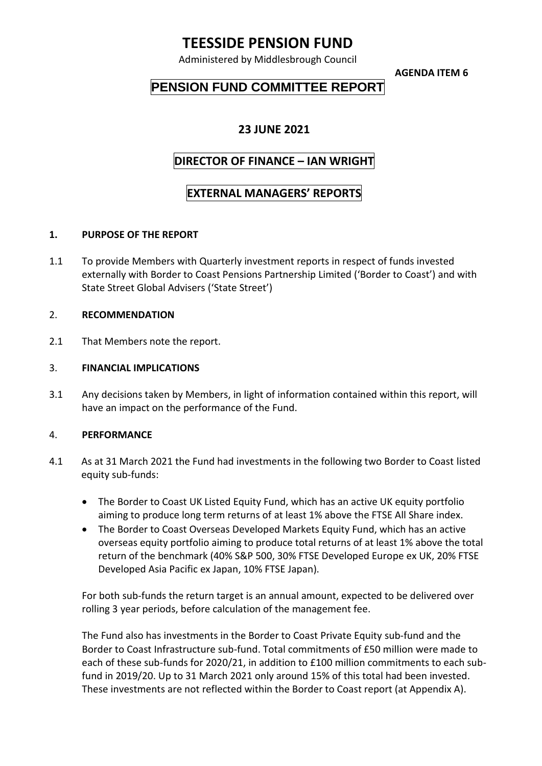# TEESSIDE PENSION FUND

Administered by Middlesbrough Council

**AGENDA ITEM 6**

## PENSION FUND COMMITTEE REPORT

**23 JUNE 2021**

**DIRECTOR OF FINANCE – IAN WRIGHT**

**EXTERNAL MANAGERS' REPORTS**

### 1. PURPOSE OF THE REPORT

1.1 To provide Members with Quarterly investment reports in respect of funds invested externally with Border to Coast Pensions Partnership Limited ('Border to Coast') and with State Street Global Advisers ('State Street')

### 2. RECOMMENDATION

2.1 That Members note the report.

### 3. FINANCIAL IMPLICATIONS

3.1 Any decisions taken by Members, in light of information contained within this report, will have an impact on the performance of the Fund.

### 4. PERFORMANCE

4.1 As at 31 March 2021 the Fund had investments in the following two Border to Coast listed equity sub-funds:

- The Border to Coast UK Listed Equity Fund, which has an active UK equity portfolio aiming to produce long term returns of at least 1% above the FTSE All Share index.
- The Border to Coast Overseas Developed Markets Equity Fund, which has an active overseas equity portfolio aiming to produce total returns of at least 1% above the total return of the benchmark (40% S&P 500, 30% FTSE Developed Europe ex UK, 20% FTSE Developed Asia Pacific ex Japan, 10% FTSE Japan).

For both sub-funds the return target is an annual amount, expected to be delivered over rolling 3 year periods, before calculation of the management fee.

The Fund also has investments in the Border to Coast Private Equity sub-fund and the Border to Coast Infrastructure sub-fund. Total commitments of £50 million were made to each of these sub-funds for 2020/21, in addition to £100 million commitments to each sub-fund in 2019/20. Up to 31 March 2021 only around 15% of this total had been invested. These investments are not reflected within the Border to Coast report (at Appendix A).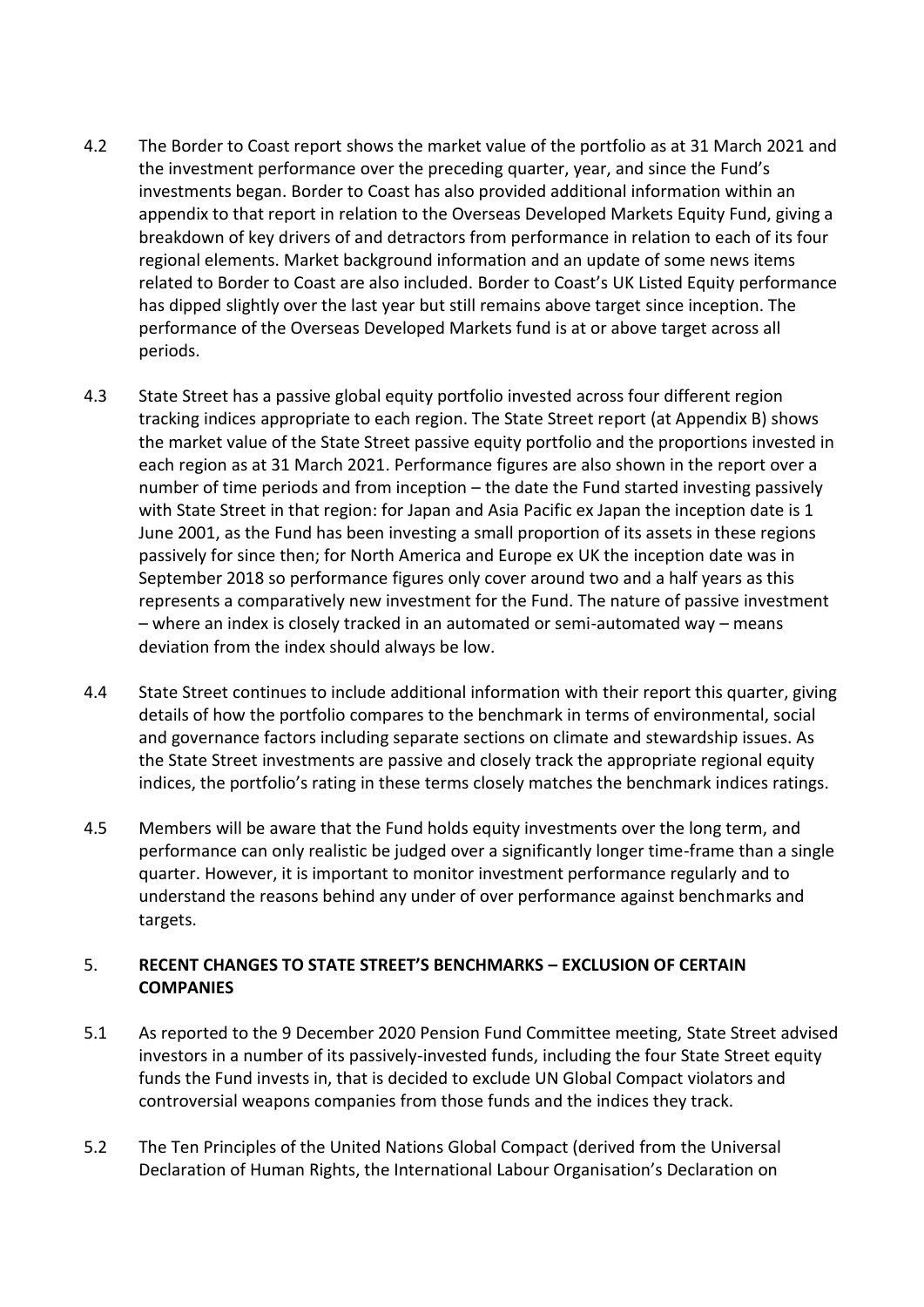4.2 The Border to Coast report shows the market value of the portfolio as at 31 March 2021 and the investment performance over the preceding quarter, year, and since the Fund's investments began. Border to Coast has also provided additional information within an appendix to that report in relation to the Overseas Developed Markets Equity Fund, giving a breakdown of key drivers of and detractors from performance in relation to each of its four regional elements. Market background information and an update of some news items related to Border to Coast are also included. Border to Coast's UK Listed Equity performance has dipped slightly over the last year but still remains above target since inception. The performance of the Overseas Developed Markets fund is at or above target across all periods.

4.3 State Street has a passive global equity portfolio invested across four different region tracking indices appropriate to each region. The State Street report (at Appendix B) shows the market value of the State Street passive equity portfolio and the proportions invested in each region as at 31 March 2021. Performance figures are also shown in the report over a number of time periods and from inception – the date the Fund started investing passively with State Street in that region: for Japan and Asia Pacific ex Japan the inception date is 1 June 2001, as the Fund has been investing a small proportion of its assets in these regions passively for since then; for North America and Europe ex UK the inception date was in September 2018 so performance figures only cover around two and a half years as this represents a comparatively new investment for the Fund. The nature of passive investment – where an index is closely tracked in an automated or semi-automated way – means deviation from the index should always be low.

4.4 State Street continues to include additional information with their report this quarter, giving details of how the portfolio compares to the benchmark in terms of environmental, social and governance factors including separate sections on climate and stewardship issues. As the State Street investments are passive and closely track the appropriate regional equity indices, the portfolio's rating in these terms closely matches the benchmark indices ratings.

4.5 Members will be aware that the Fund holds equity investments over the long term, and performance can only realistic be judged over a significantly longer time-frame than a single quarter. However, it is important to monitor investment performance regularly and to understand the reasons behind any under of over performance against benchmarks and targets.

## 5. RECENT CHANGES TO STATE STREET'S BENCHMARKS – EXCLUSION OF CERTAIN COMPANIES

5.1 As reported to the 9 December 2020 Pension Fund Committee meeting, State Street advised investors in a number of its passively-invested funds, including the four State Street equity funds the Fund invests in, that is decided to exclude UN Global Compact violators and controversial weapons companies from those funds and the indices they track.

5.2 The Ten Principles of the United Nations Global Compact (derived from the Universal Declaration of Human Rights, the International Labour Organisation's Declaration on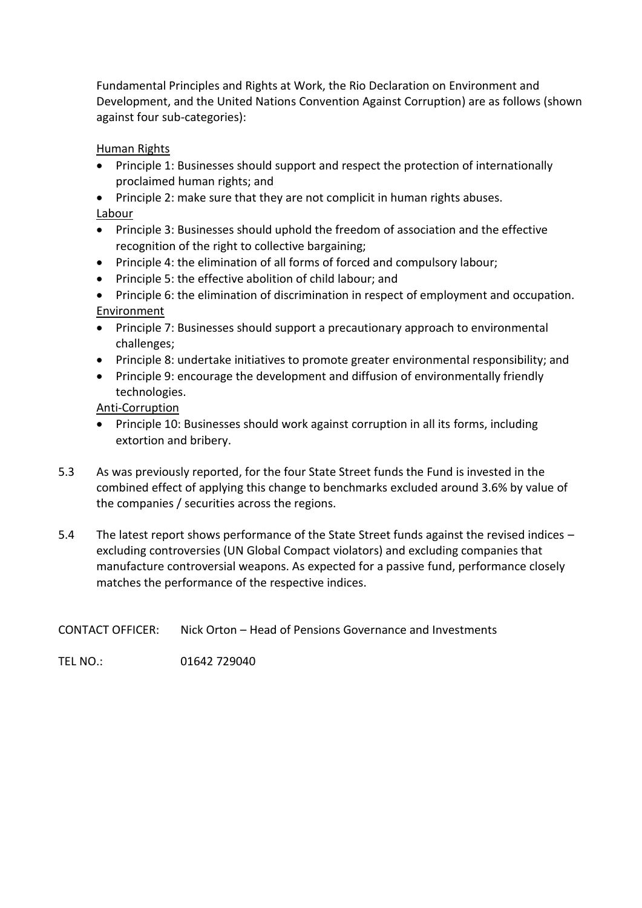Fundamental Principles and Rights at Work, the Rio Declaration on Environment and Development, and the United Nations Convention Against Corruption) are as follows (shown against four sub-categories):

<u>Human Rights</u>

- Principle 1: Businesses should support and respect the protection of internationally proclaimed human rights; and
- Principle 2: make sure that they are not complicit in human rights abuses.

<u>Labour</u>

- Principle 3: Businesses should uphold the freedom of association and the effective recognition of the right to collective bargaining;
- Principle 4: the elimination of all forms of forced and compulsory labour;
- Principle 5: the effective abolition of child labour; and
- Principle 6: the elimination of discrimination in respect of employment and occupation.

<u>Environment</u>

- Principle 7: Businesses should support a precautionary approach to environmental challenges;
- Principle 8: undertake initiatives to promote greater environmental responsibility; and
- Principle 9: encourage the development and diffusion of environmentally friendly technologies.

<u>Anti-Corruption</u>

- Principle 10: Businesses should work against corruption in all its forms, including extortion and bribery.

5.3 As was previously reported, for the four State Street funds the Fund is invested in the combined effect of applying this change to benchmarks excluded around 3.6% by value of the companies / securities across the regions.

5.4 The latest report shows performance of the State Street funds against the revised indices – excluding controversies (UN Global Compact violators) and excluding companies that manufacture controversial weapons. As expected for a passive fund, performance closely matches the performance of the respective indices.

CONTACT OFFICER: Nick Orton – Head of Pensions Governance and Investments

TEL NO.: 01642 729040